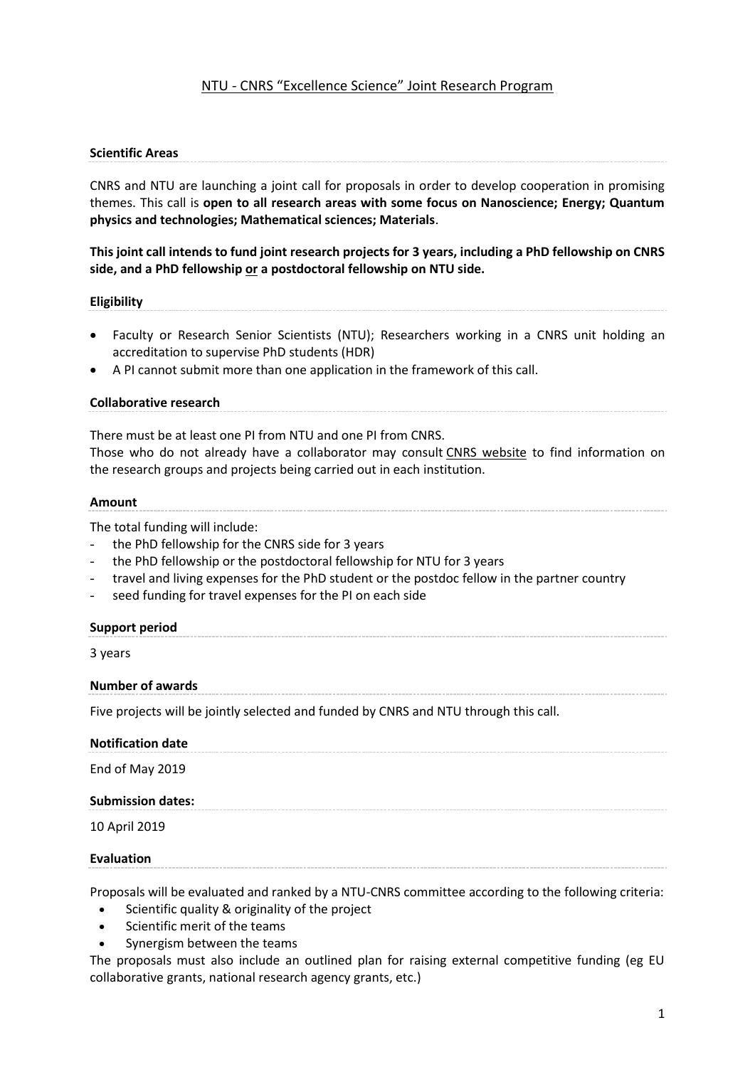# NTU - CNRS "Excellence Science" Joint Research Program

## Scientific Areas

CNRS and NTU are launching a joint call for proposals in order to develop cooperation in promising themes. This call is **open to all research areas with some focus on Nanoscience; Energy; Quantum physics and technologies; Mathematical sciences; Materials**.

**This joint call intends to fund joint research projects for 3 years, including a PhD fellowship on CNRS side, and a PhD fellowship <u>or</u> a postdoctoral fellowship on NTU side.**

## Eligibility

- Faculty or Research Senior Scientists (NTU); Researchers working in a CNRS unit holding an accreditation to supervise PhD students (HDR)
- A PI cannot submit more than one application in the framework of this call.

## Collaborative research

There must be at least one PI from NTU and one PI from CNRS.
Those who do not already have a collaborator may consult CNRS website to find information on the research groups and projects being carried out in each institution.

## Amount

The total funding will include:
- the PhD fellowship for the CNRS side for 3 years
- the PhD fellowship or the postdoctoral fellowship for NTU for 3 years
- travel and living expenses for the PhD student or the postdoc fellow in the partner country
- seed funding for travel expenses for the PI on each side

## Support period

3 years

## Number of awards

Five projects will be jointly selected and funded by CNRS and NTU through this call.

## Notification date

End of May 2019

## Submission dates:

10 April 2019

## Evaluation

Proposals will be evaluated and ranked by a NTU-CNRS committee according to the following criteria:

- Scientific quality & originality of the project
- Scientific merit of the teams
- Synergism between the teams

The proposals must also include an outlined plan for raising external competitive funding (eg EU collaborative grants, national research agency grants, etc.)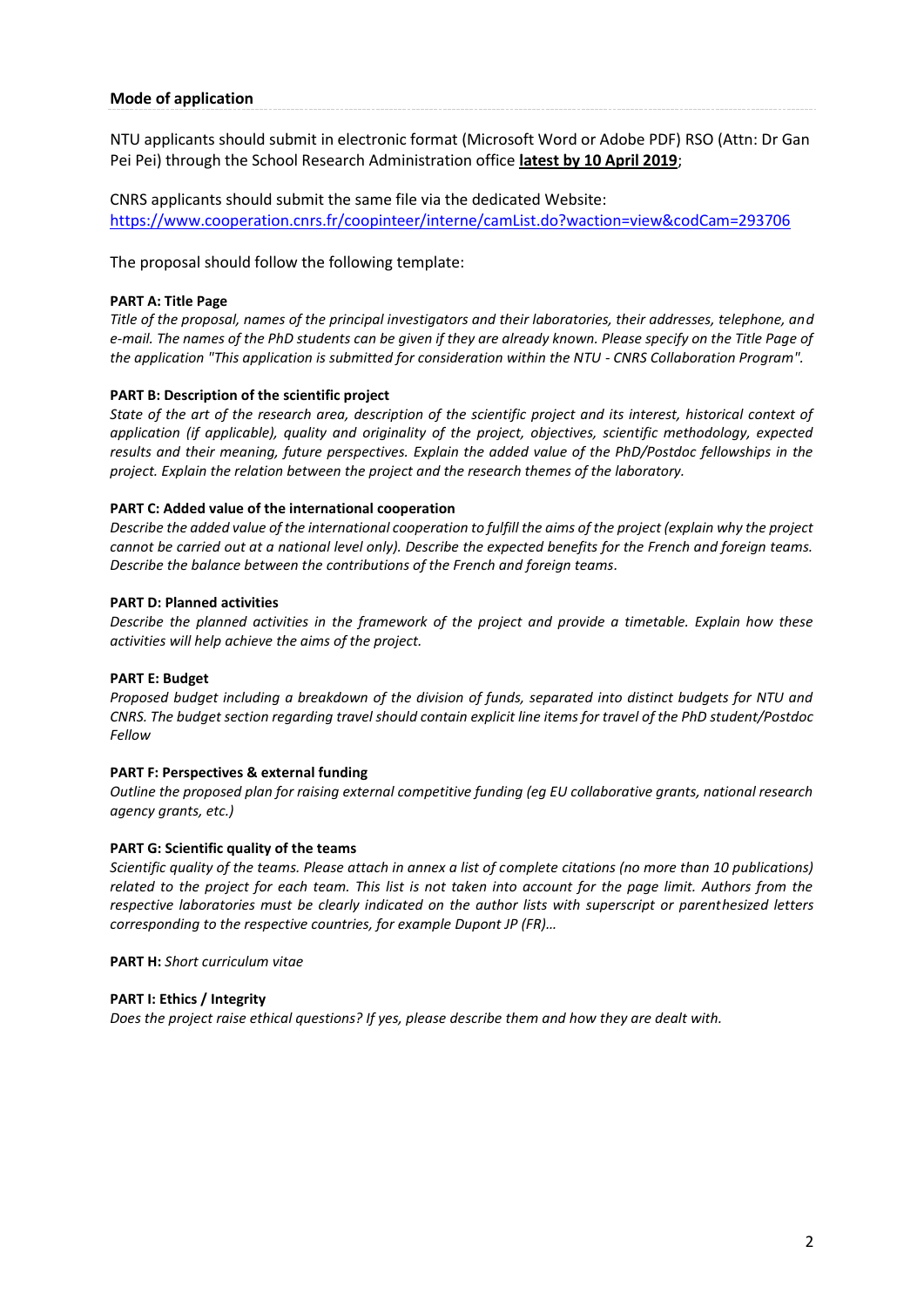### Mode of application

NTU applicants should submit in electronic format (Microsoft Word or Adobe PDF) RSO (Attn: Dr Gan Pei Pei) through the School Research Administration office **latest by 10 April 2019**;

CNRS applicants should submit the same file via the dedicated Website:
https://www.cooperation.cnrs.fr/coopinteer/interne/camList.do?waction=view&codCam=293706

The proposal should follow the following template:

**PART A: Title Page**
*Title of the proposal, names of the principal investigators and their laboratories, their addresses, telephone, and e-mail. The names of the PhD students can be given if they are already known. Please specify on the Title Page of the application "This application is submitted for consideration within the NTU - CNRS Collaboration Program".*

**PART B: Description of the scientific project**
*State of the art of the research area, description of the scientific project and its interest, historical context of application (if applicable), quality and originality of the project, objectives, scientific methodology, expected results and their meaning, future perspectives. Explain the added value of the PhD/Postdoc fellowships in the project. Explain the relation between the project and the research themes of the laboratory.*

**PART C: Added value of the international cooperation**
*Describe the added value of the international cooperation to fulfill the aims of the project (explain why the project cannot be carried out at a national level only). Describe the expected benefits for the French and foreign teams. Describe the balance between the contributions of the French and foreign teams.*

**PART D: Planned activities**
*Describe the planned activities in the framework of the project and provide a timetable. Explain how these activities will help achieve the aims of the project.*

**PART E: Budget**
*Proposed budget including a breakdown of the division of funds, separated into distinct budgets for NTU and CNRS. The budget section regarding travel should contain explicit line items for travel of the PhD student/Postdoc Fellow*

**PART F: Perspectives & external funding**
*Outline the proposed plan for raising external competitive funding (eg EU collaborative grants, national research agency grants, etc.)*

**PART G: Scientific quality of the teams**
*Scientific quality of the teams. Please attach in annex a list of complete citations (no more than 10 publications) related to the project for each team. This list is not taken into account for the page limit. Authors from the respective laboratories must be clearly indicated on the author lists with superscript or parenthesized letters corresponding to the respective countries, for example Dupont JP (FR)…*

**PART H:** *Short curriculum vitae*

**PART I: Ethics / Integrity**
*Does the project raise ethical questions? If yes, please describe them and how they are dealt with.*